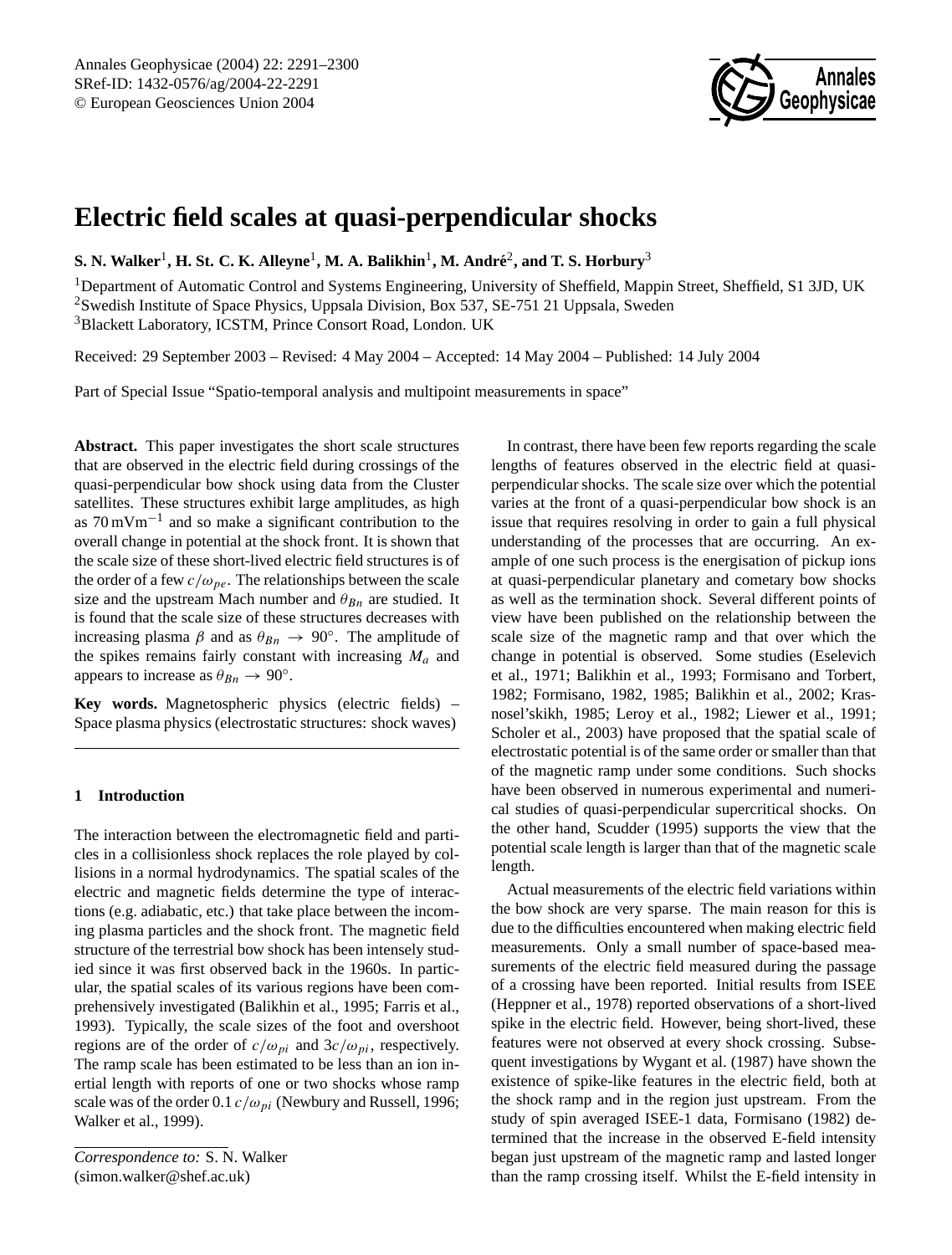Annales Geophysicae (2004) 22: 2291–2300
SRef-ID: 1432-0576/ag/2004-22-2291
© European Geosciences Union 2004

# Electric field scales at quasi-perpendicular shocks

**S. N. Walker[1], H. St. C. K. Alleyne[1], M. A. Balikhin[1], M. André[2], and T. S. Horbury[3]**

[1]Department of Automatic Control and Systems Engineering, University of Sheffield, Mappin Street, Sheffield, S1 3JD, UK
[2]Swedish Institute of Space Physics, Uppsala Division, Box 537, SE-751 21 Uppsala, Sweden
[3]Blackett Laboratory, ICSTM, Prince Consort Road, London. UK

Received: 29 September 2003 – Revised: 4 May 2004 – Accepted: 14 May 2004 – Published: 14 July 2004

Part of Special Issue "Spatio-temporal analysis and multipoint measurements in space"

**Abstract.** This paper investigates the short scale structures that are observed in the electric field during crossings of the quasi-perpendicular bow shock using data from the Cluster satellites. These structures exhibit large amplitudes, as high as 70 mVm$^{-1}$ and so make a significant contribution to the overall change in potential at the shock front. It is shown that the scale size of these short-lived electric field structures is of the order of a few $c/\omega_{pe}$. The relationships between the scale size and the upstream Mach number and $\theta_{Bn}$ are studied. It is found that the scale size of these structures decreases with increasing plasma $\beta$ and as $\theta_{Bn} \rightarrow 90°$. The amplitude of the spikes remains fairly constant with increasing $M_a$ and appears to increase as $\theta_{Bn} \rightarrow 90°$.

**Key words.** Magnetospheric physics (electric fields) – Space plasma physics (electrostatic structures: shock waves)

## 1 Introduction

The interaction between the electromagnetic field and particles in a collisionless shock replaces the role played by collisions in a normal hydrodynamics. The spatial scales of the electric and magnetic fields determine the type of interactions (e.g. adiabatic, etc.) that take place between the incoming plasma particles and the shock front. The magnetic field structure of the terrestrial bow shock has been intensely studied since it was first observed back in the 1960s. In particular, the spatial scales of its various regions have been comprehensively investigated (Balikhin et al., 1995; Farris et al., 1993). Typically, the scale sizes of the foot and overshoot regions are of the order of $c/\omega_{pi}$ and $3c/\omega_{pi}$, respectively. The ramp scale has been estimated to be less than an ion inertial length with reports of one or two shocks whose ramp scale was of the order $0.1\,c/\omega_{pi}$ (Newbury and Russell, 1996; Walker et al., 1999).

In contrast, there have been few reports regarding the scale lengths of features observed in the electric field at quasi-perpendicular shocks. The scale size over which the potential varies at the front of a quasi-perpendicular bow shock is an issue that requires resolving in order to gain a full physical understanding of the processes that are occurring. An example of one such process is the energisation of pickup ions at quasi-perpendicular planetary and cometary bow shocks as well as the termination shock. Several different points of view have been published on the relationship between the scale size of the magnetic ramp and that over which the change in potential is observed. Some studies (Eselevich et al., 1971; Balikhin et al., 1993; Formisano and Torbert, 1982; Formisano, 1982, 1985; Balikhin et al., 2002; Krasnosel'skikh, 1985; Leroy et al., 1982; Liewer et al., 1991; Scholer et al., 2003) have proposed that the spatial scale of electrostatic potential is of the same order or smaller than that of the magnetic ramp under some conditions. Such shocks have been observed in numerous experimental and numerical studies of quasi-perpendicular supercritical shocks. On the other hand, Scudder (1995) supports the view that the potential scale length is larger than that of the magnetic scale length.

Actual measurements of the electric field variations within the bow shock are very sparse. The main reason for this is due to the difficulties encountered when making electric field measurements. Only a small number of space-based measurements of the electric field measured during the passage of a crossing have been reported. Initial results from ISEE (Heppner et al., 1978) reported observations of a short-lived spike in the electric field. However, being short-lived, these features were not observed at every shock crossing. Subsequent investigations by Wygant et al. (1987) have shown the existence of spike-like features in the electric field, both at the shock ramp and in the region just upstream. From the study of spin averaged ISEE-1 data, Formisano (1982) determined that the increase in the observed E-field intensity began just upstream of the magnetic ramp and lasted longer than the ramp crossing itself. Whilst the E-field intensity in

*Correspondence to:* S. N. Walker
(simon.walker@shef.ac.uk)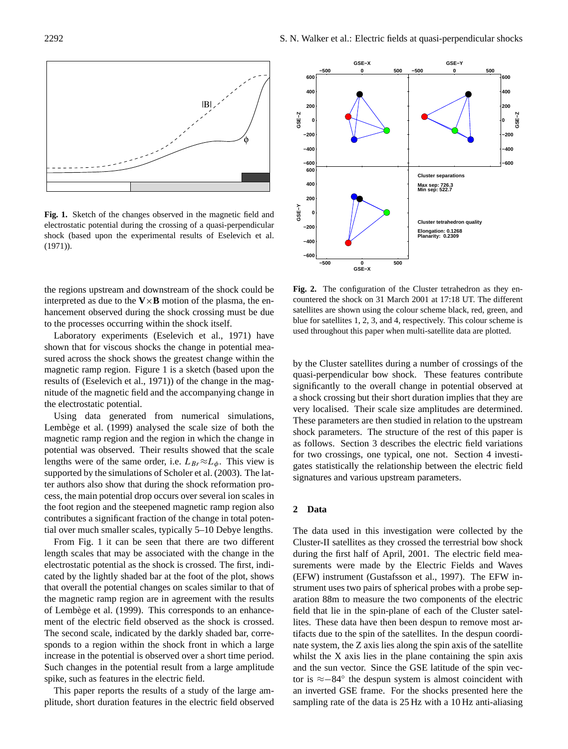Fig. 1. Sketch of the changes observed in the magnetic field and electrostatic potential during the crossing of a quasi-perpendicular shock (based upon the experimental results of Eselevich et al. (1971)).

Fig. 2. The configuration of the Cluster tetrahedron as they encountered the shock on 31 March 2001 at 17:18 UT. The different satellites are shown using the colour scheme black, red, green, and blue for satellites 1, 2, 3, and 4, respectively. This colour scheme is used throughout this paper when multi-satellite data are plotted.

the regions upstream and downstream of the shock could be interpreted as due to the $\mathbf{V}\times\mathbf{B}$ motion of the plasma, the enhancement observed during the shock crossing must be due to the processes occurring within the shock itself.

Laboratory experiments (Eselevich et al., 1971) have shown that for viscous shocks the change in potential measured across the shock shows the greatest change within the magnetic ramp region. Figure 1 is a sketch (based upon the results of (Eselevich et al., 1971)) of the change in the magnitude of the magnetic field and the accompanying change in the electrostatic potential.

Using data generated from numerical simulations, Lembège et al. (1999) analysed the scale size of both the magnetic ramp region and the region in which the change in potential was observed. Their results showed that the scale lengths were of the same order, i.e. $L_{Br} \approx L_{\phi}$. This view is supported by the simulations of Scholer et al. (2003). The latter authors also show that during the shock reformation process, the main potential drop occurs over several ion scales in the foot region and the steepened magnetic ramp region also contributes a significant fraction of the change in total potential over much smaller scales, typically 5–10 Debye lengths.

From Fig. 1 it can be seen that there are two different length scales that may be associated with the change in the electrostatic potential as the shock is crossed. The first, indicated by the lightly shaded bar at the foot of the plot, shows that overall the potential changes on scales similar to that of the magnetic ramp region are in agreement with the results of Lembège et al. (1999). This corresponds to an enhancement of the electric field observed as the shock is crossed. The second scale, indicated by the darkly shaded bar, corresponds to a region within the shock front in which a large increase in the potential is observed over a short time period. Such changes in the potential result from a large amplitude spike, such as features in the electric field.

This paper reports the results of a study of the large amplitude, short duration features in the electric field observed by the Cluster satellites during a number of crossings of the quasi-perpendicular bow shock. These features contribute significantly to the overall change in potential observed at a shock crossing but their short duration implies that they are very localised. Their scale size amplitudes are determined. These parameters are then studied in relation to the upstream shock parameters. The structure of the rest of this paper is as follows. Section 3 describes the electric field variations for two crossings, one typical, one not. Section 4 investigates statistically the relationship between the electric field signatures and various upstream parameters.

## 2 Data

The data used in this investigation were collected by the Cluster-II satellites as they crossed the terrestrial bow shock during the first half of April, 2001. The electric field measurements were made by the Electric Fields and Waves (EFW) instrument (Gustafsson et al., 1997). The EFW instrument uses two pairs of spherical probes with a probe separation 88m to measure the two components of the electric field that lie in the spin-plane of each of the Cluster satellites. These data have then been despun to remove most artifacts due to the spin of the satellites. In the despun coordinate system, the Z axis lies along the spin axis of the satellite whilst the X axis lies in the plane containing the spin axis and the sun vector. Since the GSE latitude of the spin vector is $\approx -84°$ the despun system is almost coincident with an inverted GSE frame. For the shocks presented here the sampling rate of the data is 25 Hz with a 10 Hz anti-aliasing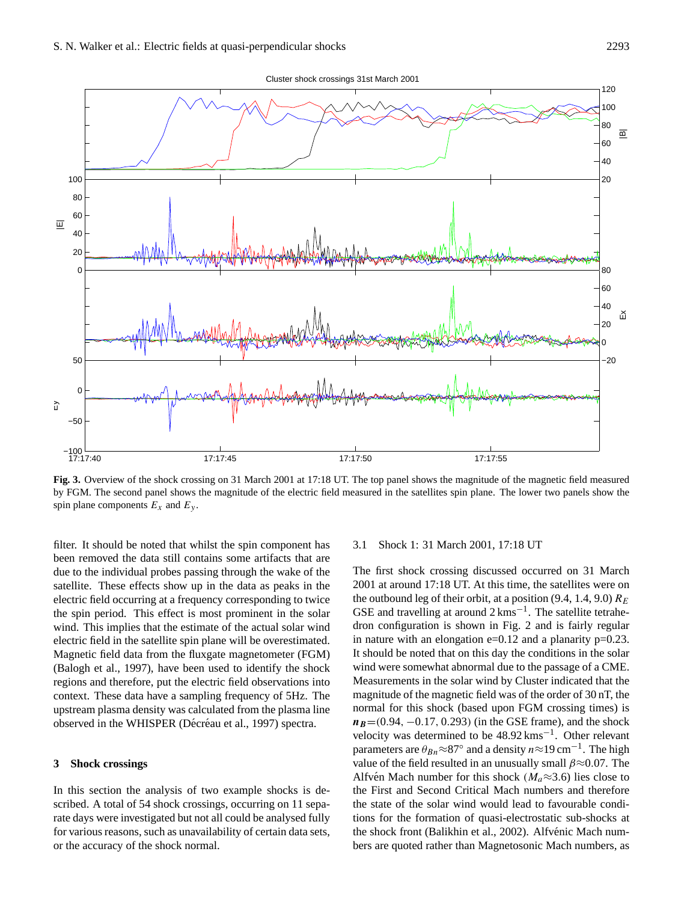**Fig. 3.** Overview of the shock crossing on 31 March 2001 at 17:18 UT. The top panel shows the magnitude of the magnetic field measured by FGM. The second panel shows the magnitude of the electric field measured in the satellites spin plane. The lower two panels show the spin plane components $E_x$ and $E_y$.

filter. It should be noted that whilst the spin component has been removed the data still contains some artifacts that are due to the individual probes passing through the wake of the satellite. These effects show up in the data as peaks in the electric field occurring at a frequency corresponding to twice the spin period. This effect is most prominent in the solar wind. This implies that the estimate of the actual solar wind electric field in the satellite spin plane will be overestimated. Magnetic field data from the fluxgate magnetometer (FGM) (Balogh et al., 1997), have been used to identify the shock regions and therefore, put the electric field observations into context. These data have a sampling frequency of 5Hz. The upstream plasma density was calculated from the plasma line observed in the WHISPER (Décréau et al., 1997) spectra.

## 3 Shock crossings

In this section the analysis of two example shocks is described. A total of 54 shock crossings, occurring on 11 separate days were investigated but not all could be analysed fully for various reasons, such as unavailability of certain data sets, or the accuracy of the shock normal.

### 3.1 Shock 1: 31 March 2001, 17:18 UT

The first shock crossing discussed occurred on 31 March 2001 at around 17:18 UT. At this time, the satellites were on the outbound leg of their orbit, at a position (9.4, 1.4, 9.0) $R_E$ GSE and travelling at around 2 $\mathrm{km\,s^{-1}}$. The satellite tetrahedron configuration is shown in Fig. 2 and is fairly regular in nature with an elongation e=0.12 and a planarity p=0.23. It should be noted that on this day the conditions in the solar wind were somewhat abnormal due to the passage of a CME. Measurements in the solar wind by Cluster indicated that the magnitude of the magnetic field was of the order of 30 nT, the normal for this shock (based upon FGM crossing times) is $\boldsymbol{n_B}$=(0.94, −0.17, 0.293) (in the GSE frame), and the shock velocity was determined to be 48.92 $\mathrm{km\,s^{-1}}$. Other relevant parameters are $\theta_{Bn}\approx 87°$ and a density $n\approx 19\,\mathrm{cm^{-1}}$. The high value of the field resulted in an unusually small $\beta\approx 0.07$. The Alfvén Mach number for this shock ($M_a\approx 3.6$) lies close to the First and Second Critical Mach numbers and therefore the state of the solar wind would lead to favourable conditions for the formation of quasi-electrostatic sub-shocks at the shock front (Balikhin et al., 2002). Alfvénic Mach numbers are quoted rather than Magnetosonic Mach numbers, as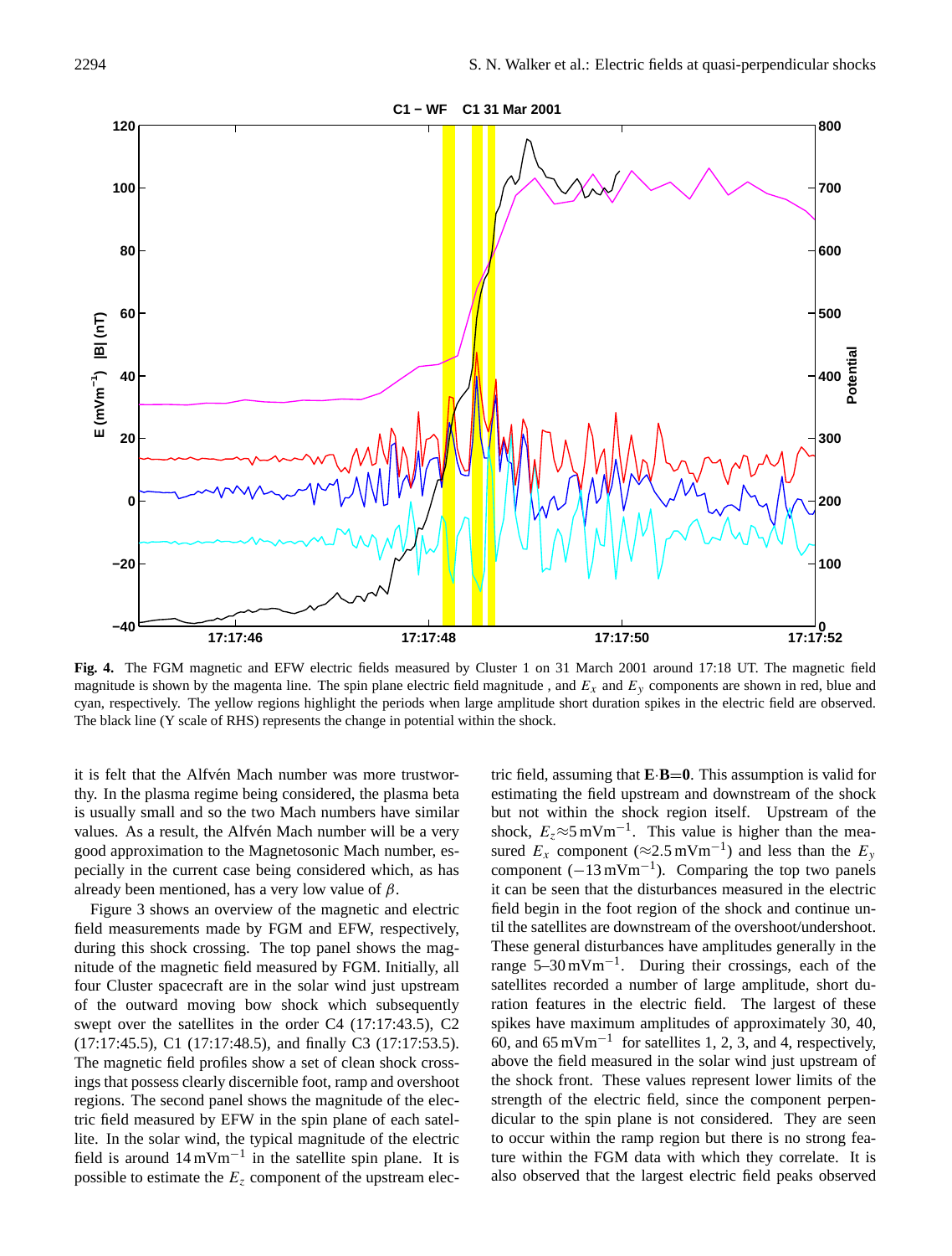**Fig. 4.** The FGM magnetic and EFW electric fields measured by Cluster 1 on 31 March 2001 around 17:18 UT. The magnetic field magnitude is shown by the magenta line. The spin plane electric field magnitude , and $E_x$ and $E_y$ components are shown in red, blue and cyan, respectively. The yellow regions highlight the periods when large amplitude short duration spikes in the electric field are observed. The black line (Y scale of RHS) represents the change in potential within the shock.

it is felt that the Alfvén Mach number was more trustworthy. In the plasma regime being considered, the plasma beta is usually small and so the two Mach numbers have similar values. As a result, the Alfvén Mach number will be a very good approximation to the Magnetosonic Mach number, especially in the current case being considered which, as has already been mentioned, has a very low value of $\beta$.

Figure 3 shows an overview of the magnetic and electric field measurements made by FGM and EFW, respectively, during this shock crossing. The top panel shows the magnitude of the magnetic field measured by FGM. Initially, all four Cluster spacecraft are in the solar wind just upstream of the outward moving bow shock which subsequently swept over the satellites in the order C4 (17:17:43.5), C2 (17:17:45.5), C1 (17:17:48.5), and finally C3 (17:17:53.5). The magnetic field profiles show a set of clean shock crossings that possess clearly discernible foot, ramp and overshoot regions. The second panel shows the magnitude of the electric field measured by EFW in the spin plane of each satellite. In the solar wind, the typical magnitude of the electric field is around $14\,\mathrm{mVm}^{-1}$ in the satellite spin plane. It is possible to estimate the $E_z$ component of the upstream electric field, assuming that $\mathbf{E}\cdot\mathbf{B}=\mathbf{0}$. This assumption is valid for estimating the field upstream and downstream of the shock but not within the shock region itself. Upstream of the shock, $E_z \approx 5\,\mathrm{mVm}^{-1}$. This value is higher than the measured $E_x$ component ($\approx 2.5\,\mathrm{mVm}^{-1}$) and less than the $E_y$ component ($-13\,\mathrm{mVm}^{-1}$). Comparing the top two panels it can be seen that the disturbances measured in the electric field begin in the foot region of the shock and continue until the satellites are downstream of the overshoot/undershoot. These general disturbances have amplitudes generally in the range 5–30 $\mathrm{mVm}^{-1}$. During their crossings, each of the satellites recorded a number of large amplitude, short duration features in the electric field. The largest of these spikes have maximum amplitudes of approximately 30, 40, 60, and 65 $\mathrm{mVm}^{-1}$ for satellites 1, 2, 3, and 4, respectively, above the field measured in the solar wind just upstream of the shock front. These values represent lower limits of the strength of the electric field, since the component perpendicular to the spin plane is not considered. They are seen to occur within the ramp region but there is no strong feature within the FGM data with which they correlate. It is also observed that the largest electric field peaks observed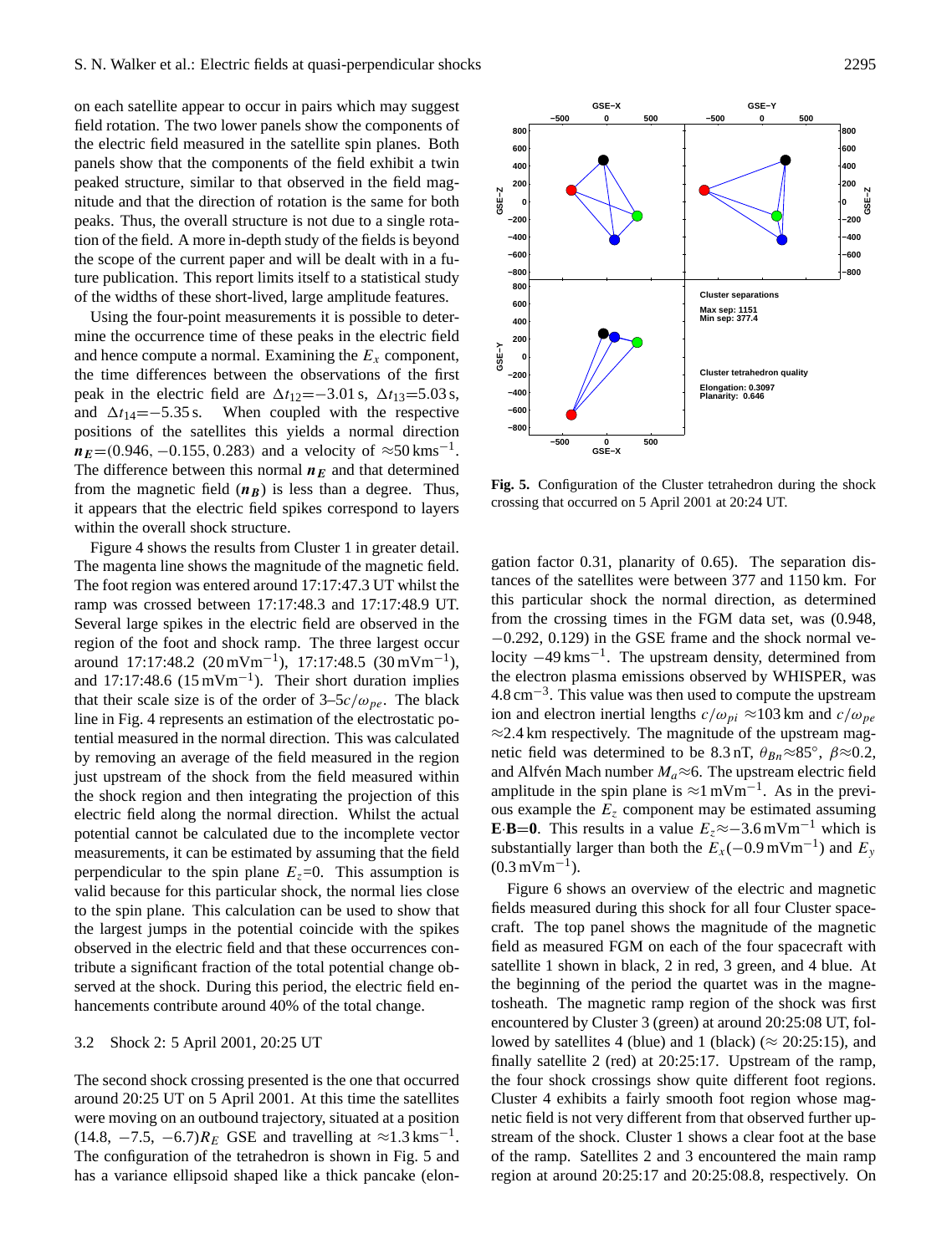on each satellite appear to occur in pairs which may suggest field rotation. The two lower panels show the components of the electric field measured in the satellite spin planes. Both panels show that the components of the field exhibit a twin peaked structure, similar to that observed in the field magnitude and that the direction of rotation is the same for both peaks. Thus, the overall structure is not due to a single rotation of the field. A more in-depth study of the fields is beyond the scope of the current paper and will be dealt with in a future publication. This report limits itself to a statistical study of the widths of these short-lived, large amplitude features.

Using the four-point measurements it is possible to determine the occurrence time of these peaks in the electric field and hence compute a normal. Examining the $E_x$ component, the time differences between the observations of the first peak in the electric field are $\Delta t_{12}=-3.01$ s, $\Delta t_{13}=5.03$ s, and $\Delta t_{14}=-5.35$ s. When coupled with the respective positions of the satellites this yields a normal direction $\boldsymbol{n_E}=(0.946, -0.155, 0.283)$ and a velocity of $\approx 50\,\mathrm{km\,s^{-1}}$. The difference between this normal $\boldsymbol{n_E}$ and that determined from the magnetic field ($\boldsymbol{n_B}$) is less than a degree. Thus, it appears that the electric field spikes correspond to layers within the overall shock structure.

Figure 4 shows the results from Cluster 1 in greater detail. The magenta line shows the magnitude of the magnetic field. The foot region was entered around 17:17:47.3 UT whilst the ramp was crossed between 17:17:48.3 and 17:17:48.9 UT. Several large spikes in the electric field are observed in the region of the foot and shock ramp. The three largest occur around 17:17:48.2 ($20\,\mathrm{mVm^{-1}}$), 17:17:48.5 ($30\,\mathrm{mVm^{-1}}$), and 17:17:48.6 ($15\,\mathrm{mVm^{-1}}$). Their short duration implies that their scale size is of the order of 3–5$c/\omega_{pe}$. The black line in Fig. 4 represents an estimation of the electrostatic potential measured in the normal direction. This was calculated by removing an average of the field measured in the region just upstream of the shock from the field measured within the shock region and then integrating the projection of this electric field along the normal direction. Whilst the actual potential cannot be calculated due to the incomplete vector measurements, it can be estimated by assuming that the field perpendicular to the spin plane $E_z$=0. This assumption is valid because for this particular shock, the normal lies close to the spin plane. This calculation can be used to show that the largest jumps in the potential coincide with the spikes observed in the electric field and that these occurrences contribute a significant fraction of the total potential change observed at the shock. During this period, the electric field enhancements contribute around 40% of the total change.

### 3.2 Shock 2: 5 April 2001, 20:25 UT

The second shock crossing presented is the one that occurred around 20:25 UT on 5 April 2001. At this time the satellites were moving on an outbound trajectory, situated at a position $(14.8, -7.5, -6.7)R_E$ GSE and travelling at $\approx 1.3\,\mathrm{km\,s^{-1}}$. The configuration of the tetrahedron is shown in Fig. 5 and has a variance ellipsoid shaped like a thick pancake (elongation factor 0.31, planarity of 0.65). The separation distances of the satellites were between 377 and 1150 km. For this particular shock the normal direction, as determined from the crossing times in the FGM data set, was (0.948, −0.292, 0.129) in the GSE frame and the shock normal velocity $-49\,\mathrm{km\,s^{-1}}$. The upstream density, determined from the electron plasma emissions observed by WHISPER, was $4.8\,\mathrm{cm^{-3}}$. This value was then used to compute the upstream ion and electron inertial lengths $c/\omega_{pi} \approx 103$ km and $c/\omega_{pe} \approx 2.4$ km respectively. The magnitude of the upstream magnetic field was determined to be 8.3 nT, $\theta_{Bn}\approx 85^\circ$, $\beta\approx 0.2$, and Alfvén Mach number $M_a\approx 6$. The upstream electric field amplitude in the spin plane is $\approx 1\,\mathrm{mVm^{-1}}$. As in the previous example the $E_z$ component may be estimated assuming $\mathbf{E}\cdot\mathbf{B}=\mathbf{0}$. This results in a value $E_z\approx -3.6\,\mathrm{mVm^{-1}}$ which is substantially larger than both the $E_x$($-0.9\,\mathrm{mVm^{-1}}$) and $E_y$ ($0.3\,\mathrm{mVm^{-1}}$).

**Fig. 5.** Configuration of the Cluster tetrahedron during the shock crossing that occurred on 5 April 2001 at 20:24 UT.

Figure 6 shows an overview of the electric and magnetic fields measured during this shock for all four Cluster spacecraft. The top panel shows the magnitude of the magnetic field as measured FGM on each of the four spacecraft with satellite 1 shown in black, 2 in red, 3 green, and 4 blue. At the beginning of the period the quartet was in the magnetosheath. The magnetic ramp region of the shock was first encountered by Cluster 3 (green) at around 20:25:08 UT, followed by satellites 4 (blue) and 1 (black) ($\approx$ 20:25:15), and finally satellite 2 (red) at 20:25:17. Upstream of the ramp, the four shock crossings show quite different foot regions. Cluster 4 exhibits a fairly smooth foot region whose magnetic field is not very different from that observed further upstream of the shock. Cluster 1 shows a clear foot at the base of the ramp. Satellites 2 and 3 encountered the main ramp region at around 20:25:17 and 20:25:08.8, respectively. On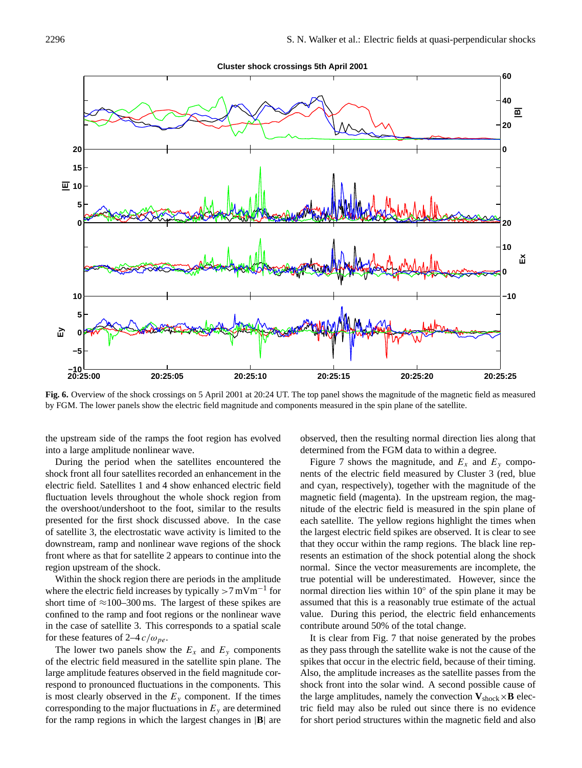**Fig. 6.** Overview of the shock crossings on 5 April 2001 at 20:24 UT. The top panel shows the magnitude of the magnetic field as measured by FGM. The lower panels show the electric field magnitude and components measured in the spin plane of the satellite.

the upstream side of the ramps the foot region has evolved into a large amplitude nonlinear wave.

During the period when the satellites encountered the shock front all four satellites recorded an enhancement in the electric field. Satellites 1 and 4 show enhanced electric field fluctuation levels throughout the whole shock region from the overshoot/undershoot to the foot, similar to the results presented for the first shock discussed above. In the case of satellite 3, the electrostatic wave activity is limited to the downstream, ramp and nonlinear wave regions of the shock front where as that for satellite 2 appears to continue into the region upstream of the shock.

Within the shock region there are periods in the amplitude where the electric field increases by typically $>7\,\mathrm{mVm}^{-1}$ for short time of $\approx$100–300 ms. The largest of these spikes are confined to the ramp and foot regions or the nonlinear wave in the case of satellite 3. This corresponds to a spatial scale for these features of 2–4 $c/\omega_{pe}$.

The lower two panels show the $E_x$ and $E_y$ components of the electric field measured in the satellite spin plane. The large amplitude features observed in the field magnitude correspond to pronounced fluctuations in the components. This is most clearly observed in the $E_y$ component. If the times corresponding to the major fluctuations in $E_y$ are determined for the ramp regions in which the largest changes in $|\mathbf{B}|$ are observed, then the resulting normal direction lies along that determined from the FGM data to within a degree.

Figure 7 shows the magnitude, and $E_x$ and $E_y$ components of the electric field measured by Cluster 3 (red, blue and cyan, respectively), together with the magnitude of the magnetic field (magenta). In the upstream region, the magnitude of the electric field is measured in the spin plane of each satellite. The yellow regions highlight the times when the largest electric field spikes are observed. It is clear to see that they occur within the ramp regions. The black line represents an estimation of the shock potential along the shock normal. Since the vector measurements are incomplete, the true potential will be underestimated. However, since the normal direction lies within 10° of the spin plane it may be assumed that this is a reasonably true estimate of the actual value. During this period, the electric field enhancements contribute around 50% of the total change.

It is clear from Fig. 7 that noise generated by the probes as they pass through the satellite wake is not the cause of the spikes that occur in the electric field, because of their timing. Also, the amplitude increases as the satellite passes from the shock front into the solar wind. A second possible cause of the large amplitudes, namely the convection $\mathbf{V}_{\mathrm{shock}}\times\mathbf{B}$ electric field may also be ruled out since there is no evidence for short period structures within the magnetic field and also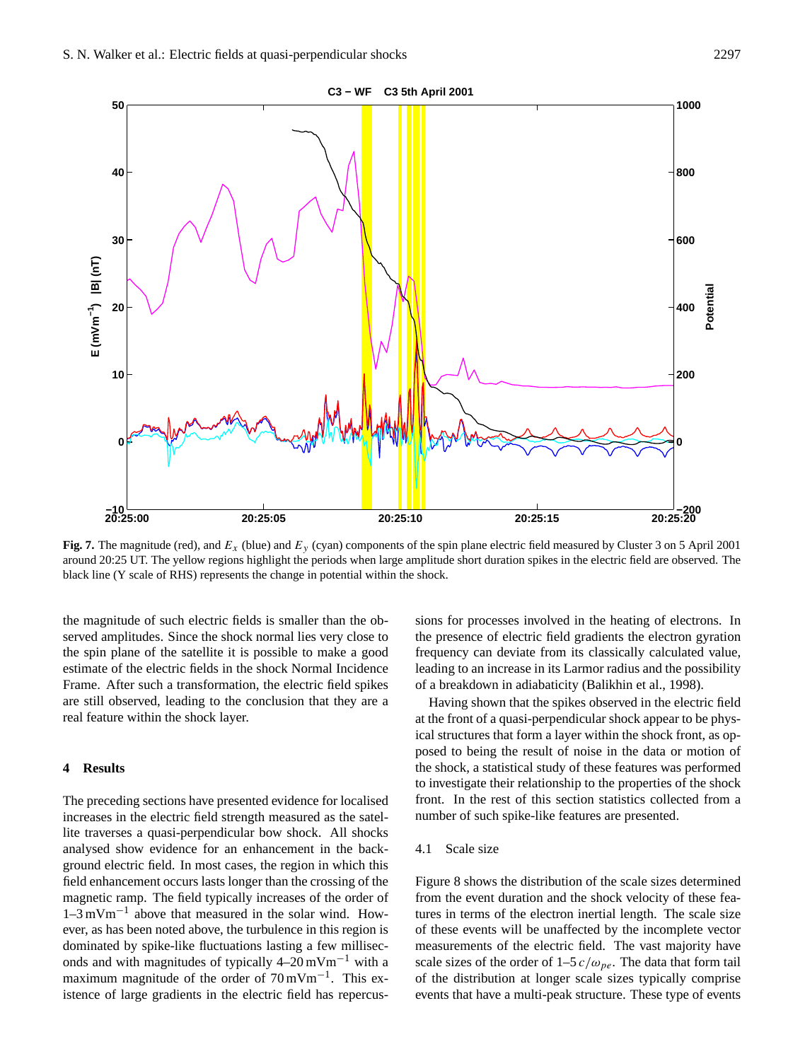**Fig. 7.** The magnitude (red), and $E_x$ (blue) and $E_y$ (cyan) components of the spin plane electric field measured by Cluster 3 on 5 April 2001 around 20:25 UT. The yellow regions highlight the periods when large amplitude short duration spikes in the electric field are observed. The black line (Y scale of RHS) represents the change in potential within the shock.

the magnitude of such electric fields is smaller than the observed amplitudes. Since the shock normal lies very close to the spin plane of the satellite it is possible to make a good estimate of the electric fields in the shock Normal Incidence Frame. After such a transformation, the electric field spikes are still observed, leading to the conclusion that they are a real feature within the shock layer.

## 4 Results

The preceding sections have presented evidence for localised increases in the electric field strength measured as the satellite traverses a quasi-perpendicular bow shock. All shocks analysed show evidence for an enhancement in the background electric field. In most cases, the region in which this field enhancement occurs lasts longer than the crossing of the magnetic ramp. The field typically increases of the order of 1–3 $\mathrm{mVm^{-1}}$ above that measured in the solar wind. However, as has been noted above, the turbulence in this region is dominated by spike-like fluctuations lasting a few milliseconds and with magnitudes of typically 4–20 $\mathrm{mVm^{-1}}$ with a maximum magnitude of the order of 70 $\mathrm{mVm^{-1}}$. This existence of large gradients in the electric field has repercussions for processes involved in the heating of electrons. In the presence of electric field gradients the electron gyration frequency can deviate from its classically calculated value, leading to an increase in its Larmor radius and the possibility of a breakdown in adiabaticity (Balikhin et al., 1998).

Having shown that the spikes observed in the electric field at the front of a quasi-perpendicular shock appear to be physical structures that form a layer within the shock front, as opposed to being the result of noise in the data or motion of the shock, a statistical study of these features was performed to investigate their relationship to the properties of the shock front. In the rest of this section statistics collected from a number of such spike-like features are presented.

### 4.1 Scale size

Figure 8 shows the distribution of the scale sizes determined from the event duration and the shock velocity of these features in terms of the electron inertial length. The scale size of these events will be unaffected by the incomplete vector measurements of the electric field. The vast majority have scale sizes of the order of 1–5 $c/\omega_{pe}$. The data that form tail of the distribution at longer scale sizes typically comprise events that have a multi-peak structure. These type of events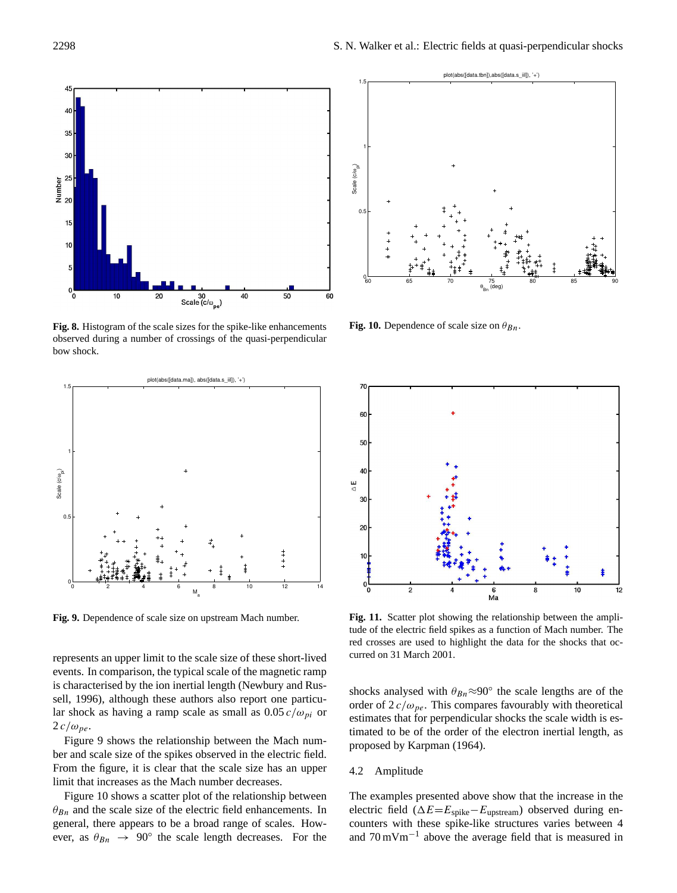**Fig. 8.** Histogram of the scale sizes for the spike-like enhancements observed during a number of crossings of the quasi-perpendicular bow shock.

**Fig. 10.** Dependence of scale size on $\theta_{Bn}$.

**Fig. 9.** Dependence of scale size on upstream Mach number.

**Fig. 11.** Scatter plot showing the relationship between the amplitude of the electric field spikes as a function of Mach number. The red crosses are used to highlight the data for the shocks that occurred on 31 March 2001.

represents an upper limit to the scale size of these short-lived events. In comparison, the typical scale of the magnetic ramp is characterised by the ion inertial length (Newbury and Russell, 1996), although these authors also report one particular shock as having a ramp scale as small as $0.05\,c/\omega_{pi}$ or $2\,c/\omega_{pe}$.

Figure 9 shows the relationship between the Mach number and scale size of the spikes observed in the electric field. From the figure, it is clear that the scale size has an upper limit that increases as the Mach number decreases.

Figure 10 shows a scatter plot of the relationship between $\theta_{Bn}$ and the scale size of the electric field enhancements. In general, there appears to be a broad range of scales. However, as $\theta_{Bn} \rightarrow 90°$ the scale length decreases. For the shocks analysed with $\theta_{Bn}{\approx}90°$ the scale lengths are of the order of $2\,c/\omega_{pe}$. This compares favourably with theoretical estimates that for perpendicular shocks the scale width is estimated to be of the order of the electron inertial length, as proposed by Karpman (1964).

### 4.2 Amplitude

The examples presented above show that the increase in the electric field ($\Delta E{=}E_{\text{spike}}{-}E_{\text{upstream}}$) observed during encounters with these spike-like structures varies between 4 and 70 mVm$^{-1}$ above the average field that is measured in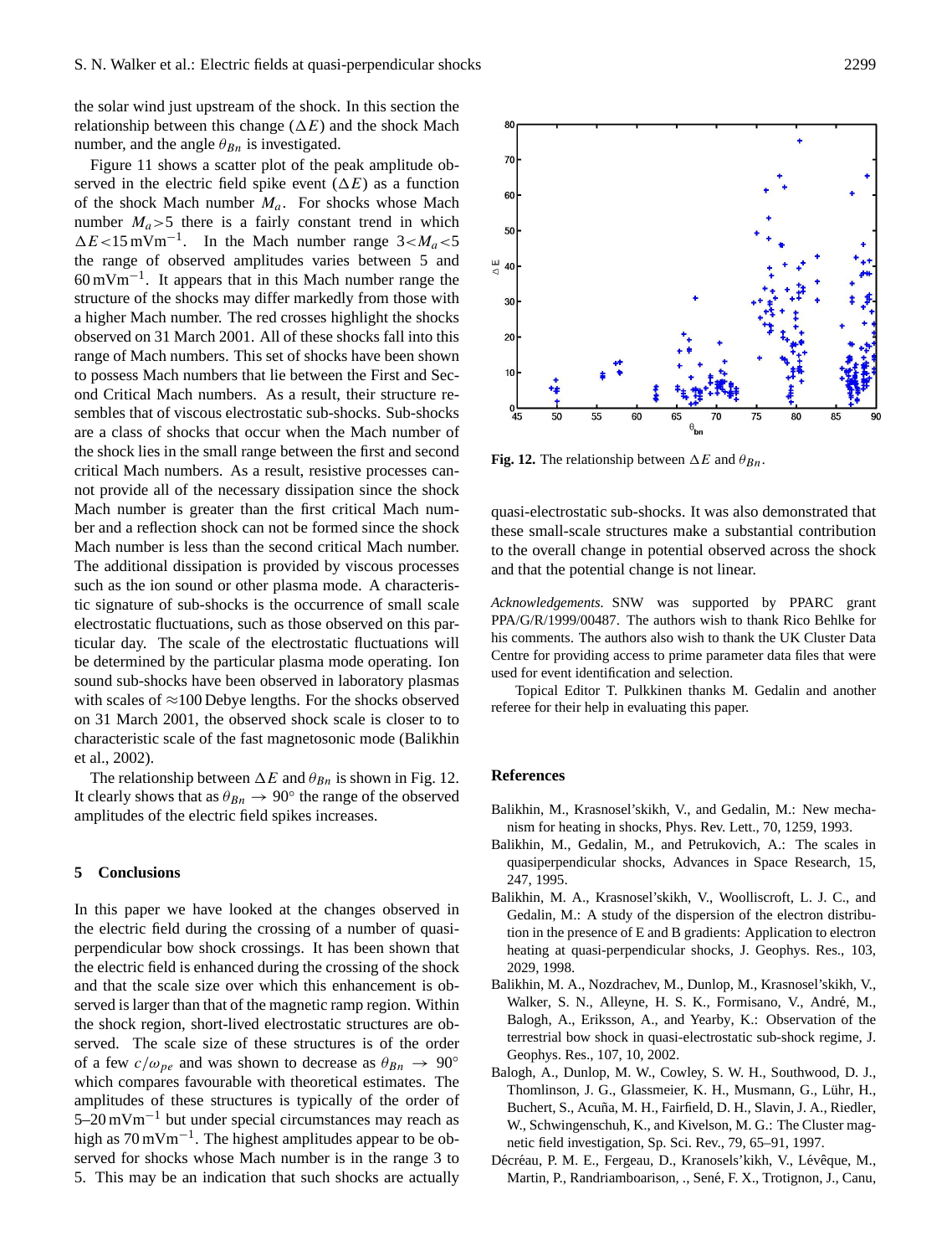the solar wind just upstream of the shock. In this section the relationship between this change ($\Delta E$) and the shock Mach number, and the angle $\theta_{Bn}$ is investigated.

Figure 11 shows a scatter plot of the peak amplitude observed in the electric field spike event ($\Delta E$) as a function of the shock Mach number $M_a$. For shocks whose Mach number $M_a>5$ there is a fairly constant trend in which $\Delta E<15\,\mathrm{mVm}^{-1}$. In the Mach number range $3<M_a<5$ the range of observed amplitudes varies between 5 and $60\,\mathrm{mVm}^{-1}$. It appears that in this Mach number range the structure of the shocks may differ markedly from those with a higher Mach number. The red crosses highlight the shocks observed on 31 March 2001. All of these shocks fall into this range of Mach numbers. This set of shocks have been shown to possess Mach numbers that lie between the First and Second Critical Mach numbers. As a result, their structure resembles that of viscous electrostatic sub-shocks. Sub-shocks are a class of shocks that occur when the Mach number of the shock lies in the small range between the first and second critical Mach numbers. As a result, resistive processes cannot provide all of the necessary dissipation since the shock Mach number is greater than the first critical Mach number and a reflection shock can not be formed since the shock Mach number is less than the second critical Mach number. The additional dissipation is provided by viscous processes such as the ion sound or other plasma mode. A characteristic signature of sub-shocks is the occurrence of small scale electrostatic fluctuations, such as those observed on this particular day. The scale of the electrostatic fluctuations will be determined by the particular plasma mode operating. Ion sound sub-shocks have been observed in laboratory plasmas with scales of ≈100 Debye lengths. For the shocks observed on 31 March 2001, the observed shock scale is closer to to characteristic scale of the fast magnetosonic mode (Balikhin et al., 2002).

The relationship between $\Delta E$ and $\theta_{Bn}$ is shown in Fig. 12. It clearly shows that as $\theta_{Bn} \rightarrow 90°$ the range of the observed amplitudes of the electric field spikes increases.

**Fig. 12.** The relationship between $\Delta E$ and $\theta_{Bn}$.

## 5 Conclusions

In this paper we have looked at the changes observed in the electric field during the crossing of a number of quasi-perpendicular bow shock crossings. It has been shown that the electric field is enhanced during the crossing of the shock and that the scale size over which this enhancement is observed is larger than that of the magnetic ramp region. Within the shock region, short-lived electrostatic structures are observed. The scale size of these structures is of the order of a few $c/\omega_{pe}$ and was shown to decrease as $\theta_{Bn} \rightarrow 90°$ which compares favourable with theoretical estimates. The amplitudes of these structures is typically of the order of 5–20 $\mathrm{mVm}^{-1}$ but under special circumstances may reach as high as 70 $\mathrm{mVm}^{-1}$. The highest amplitudes appear to be observed for shocks whose Mach number is in the range 3 to 5. This may be an indication that such shocks are actually quasi-electrostatic sub-shocks. It was also demonstrated that these small-scale structures make a substantial contribution to the overall change in potential observed across the shock and that the potential change is not linear.

*Acknowledgements.* SNW was supported by PPARC grant PPA/G/R/1999/00487. The authors wish to thank Rico Behlke for his comments. The authors also wish to thank the UK Cluster Data Centre for providing access to prime parameter data files that were used for event identification and selection.

Topical Editor T. Pulkkinen thanks M. Gedalin and another referee for their help in evaluating this paper.

## References

Balikhin, M., Krasnosel'skikh, V., and Gedalin, M.: New mechanism for heating in shocks, Phys. Rev. Lett., 70, 1259, 1993.

Balikhin, M., Gedalin, M., and Petrukovich, A.: The scales in quasiperpendicular shocks, Advances in Space Research, 15, 247, 1995.

Balikhin, M. A., Krasnosel'skikh, V., Woolliscroft, L. J. C., and Gedalin, M.: A study of the dispersion of the electron distribution in the presence of E and B gradients: Application to electron heating at quasi-perpendicular shocks, J. Geophys. Res., 103, 2029, 1998.

Balikhin, M. A., Nozdrachev, M., Dunlop, M., Krasnosel'skikh, V., Walker, S. N., Alleyne, H. S. K., Formisano, V., André, M., Balogh, A., Eriksson, A., and Yearby, K.: Observation of the terrestrial bow shock in quasi-electrostatic sub-shock regime, J. Geophys. Res., 107, 10, 2002.

Balogh, A., Dunlop, M. W., Cowley, S. W. H., Southwood, D. J., Thomlinson, J. G., Glassmeier, K. H., Musmann, G., Lühr, H., Buchert, S., Acuña, M. H., Fairfield, D. H., Slavin, J. A., Riedler, W., Schwingenschuh, K., and Kivelson, M. G.: The Cluster magnetic field investigation, Sp. Sci. Rev., 79, 65–91, 1997.

Décréau, P. M. E., Fergeau, D., Kranosels'kikh, V., Lévêque, M., Martin, P., Randriamboarison, ., Sené, F. X., Trotignon, J., Canu,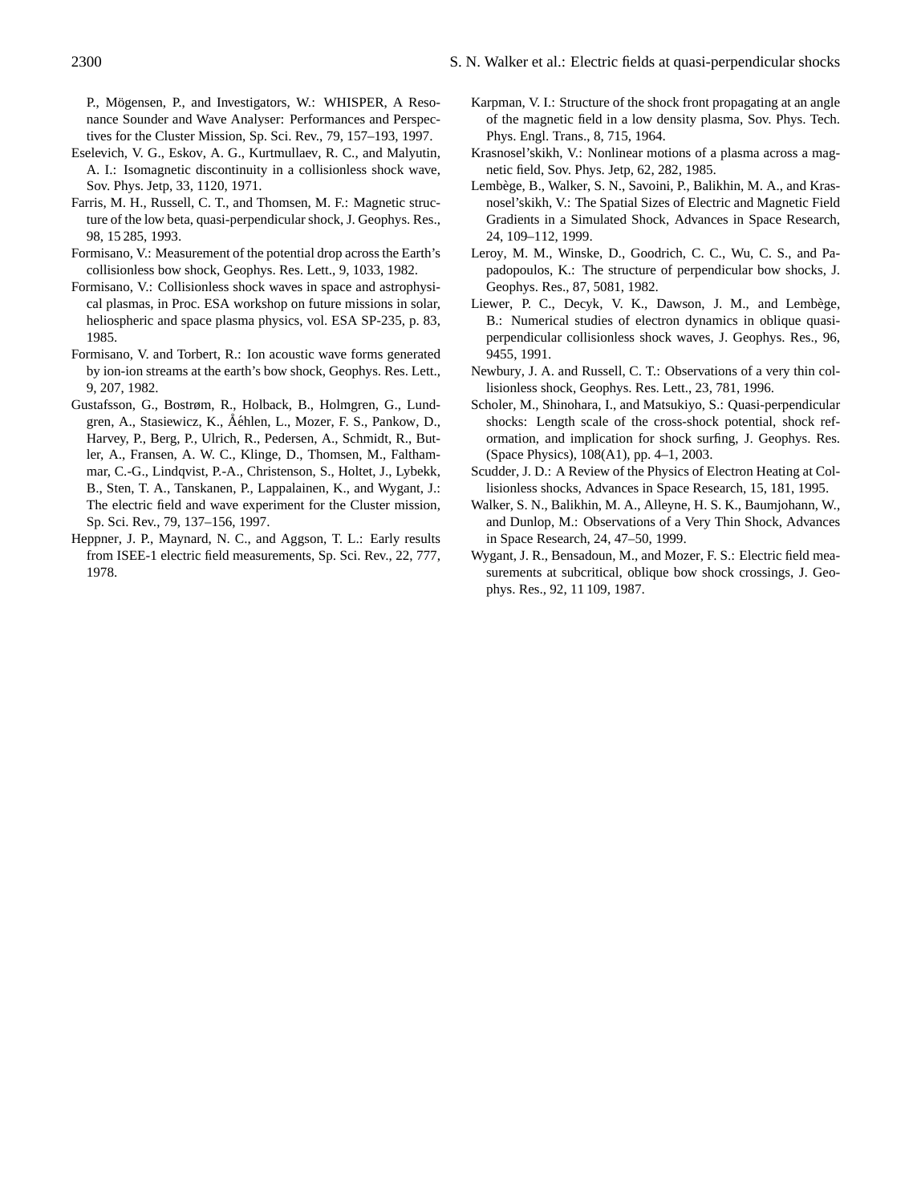P., Mögensen, P., and Investigators, W.: WHISPER, A Resonance Sounder and Wave Analyser: Performances and Perspectives for the Cluster Mission, Sp. Sci. Rev., 79, 157–193, 1997.

Eselevich, V. G., Eskov, A. G., Kurtmullaev, R. C., and Malyutin, A. I.: Isomagnetic discontinuity in a collisionless shock wave, Sov. Phys. Jetp, 33, 1120, 1971.

Farris, M. H., Russell, C. T., and Thomsen, M. F.: Magnetic structure of the low beta, quasi-perpendicular shock, J. Geophys. Res., 98, 15 285, 1993.

Formisano, V.: Measurement of the potential drop across the Earth's collisionless bow shock, Geophys. Res. Lett., 9, 1033, 1982.

Formisano, V.: Collisionless shock waves in space and astrophysical plasmas, in Proc. ESA workshop on future missions in solar, heliospheric and space plasma physics, vol. ESA SP-235, p. 83, 1985.

Formisano, V. and Torbert, R.: Ion acoustic wave forms generated by ion-ion streams at the earth's bow shock, Geophys. Res. Lett., 9, 207, 1982.

Gustafsson, G., Bostrøm, R., Holback, B., Holmgren, G., Lundgren, A., Stasiewicz, K., Åéhlen, L., Mozer, F. S., Pankow, D., Harvey, P., Berg, P., Ulrich, R., Pedersen, A., Schmidt, R., Butler, A., Fransen, A. W. C., Klinge, D., Thomsen, M., Falthammar, C.-G., Lindqvist, P.-A., Christenson, S., Holtet, J., Lybekk, B., Sten, T. A., Tanskanen, P., Lappalainen, K., and Wygant, J.: The electric field and wave experiment for the Cluster mission, Sp. Sci. Rev., 79, 137–156, 1997.

Heppner, J. P., Maynard, N. C., and Aggson, T. L.: Early results from ISEE-1 electric field measurements, Sp. Sci. Rev., 22, 777, 1978.

Karpman, V. I.: Structure of the shock front propagating at an angle of the magnetic field in a low density plasma, Sov. Phys. Tech. Phys. Engl. Trans., 8, 715, 1964.

Krasnosel'skikh, V.: Nonlinear motions of a plasma across a magnetic field, Sov. Phys. Jetp, 62, 282, 1985.

Lembège, B., Walker, S. N., Savoini, P., Balikhin, M. A., and Krasnosel'skikh, V.: The Spatial Sizes of Electric and Magnetic Field Gradients in a Simulated Shock, Advances in Space Research, 24, 109–112, 1999.

Leroy, M. M., Winske, D., Goodrich, C. C., Wu, C. S., and Papadopoulos, K.: The structure of perpendicular bow shocks, J. Geophys. Res., 87, 5081, 1982.

Liewer, P. C., Decyk, V. K., Dawson, J. M., and Lembège, B.: Numerical studies of electron dynamics in oblique quasi-perpendicular collisionless shock waves, J. Geophys. Res., 96, 9455, 1991.

Newbury, J. A. and Russell, C. T.: Observations of a very thin collisionless shock, Geophys. Res. Lett., 23, 781, 1996.

Scholer, M., Shinohara, I., and Matsukiyo, S.: Quasi-perpendicular shocks: Length scale of the cross-shock potential, shock reformation, and implication for shock surfing, J. Geophys. Res. (Space Physics), 108(A1), pp. 4–1, 2003.

Scudder, J. D.: A Review of the Physics of Electron Heating at Collisionless shocks, Advances in Space Research, 15, 181, 1995.

Walker, S. N., Balikhin, M. A., Alleyne, H. S. K., Baumjohann, W., and Dunlop, M.: Observations of a Very Thin Shock, Advances in Space Research, 24, 47–50, 1999.

Wygant, J. R., Bensadoun, M., and Mozer, F. S.: Electric field measurements at subcritical, oblique bow shock crossings, J. Geophys. Res., 92, 11 109, 1987.